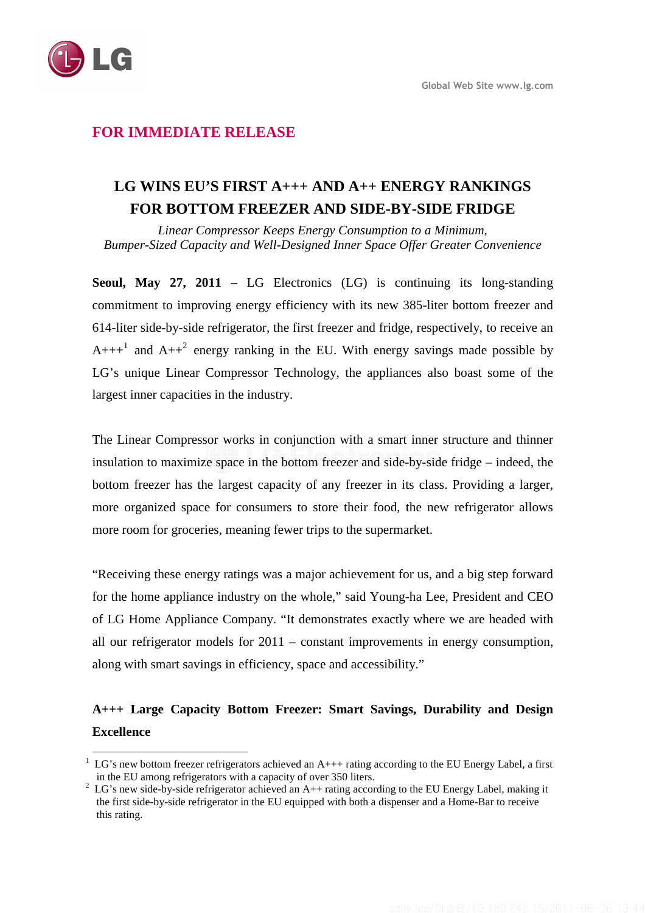FOR IMMEDIATE RELEASE

# LG WINS EU'S FIRST A+++ AND A++ ENERGY RANKINGS FOR BOTTOM FREEZER AND SIDE-BY-SIDE FRIDGE

*Linear Compressor Keeps Energy Consumption to a Minimum,*
*Bumper-Sized Capacity and Well-Designed Inner Space Offer Greater Convenience*

**Seoul, May 27, 2011 –** LG Electronics (LG) is continuing its long-standing commitment to improving energy efficiency with its new 385-liter bottom freezer and 614-liter side-by-side refrigerator, the first freezer and fridge, respectively, to receive an A+++[1] and A++[2] energy ranking in the EU. With energy savings made possible by LG's unique Linear Compressor Technology, the appliances also boast some of the largest inner capacities in the industry.

The Linear Compressor works in conjunction with a smart inner structure and thinner insulation to maximize space in the bottom freezer and side-by-side fridge – indeed, the bottom freezer has the largest capacity of any freezer in its class. Providing a larger, more organized space for consumers to store their food, the new refrigerator allows more room for groceries, meaning fewer trips to the supermarket.

"Receiving these energy ratings was a major achievement for us, and a big step forward for the home appliance industry on the whole," said Young-ha Lee, President and CEO of LG Home Appliance Company. "It demonstrates exactly where we are headed with all our refrigerator models for 2011 – constant improvements in energy consumption, along with smart savings in efficiency, space and accessibility."

**A+++ Large Capacity Bottom Freezer: Smart Savings, Durability and Design Excellence**

---

[1] LG's new bottom freezer refrigerators achieved an A+++ rating according to the EU Energy Label, a first in the EU among refrigerators with a capacity of over 350 liters.

[2] LG's new side-by-side refrigerator achieved an A++ rating according to the EU Energy Label, making it the first side-by-side refrigerator in the EU equipped with both a dispenser and a Home-Bar to receive this rating.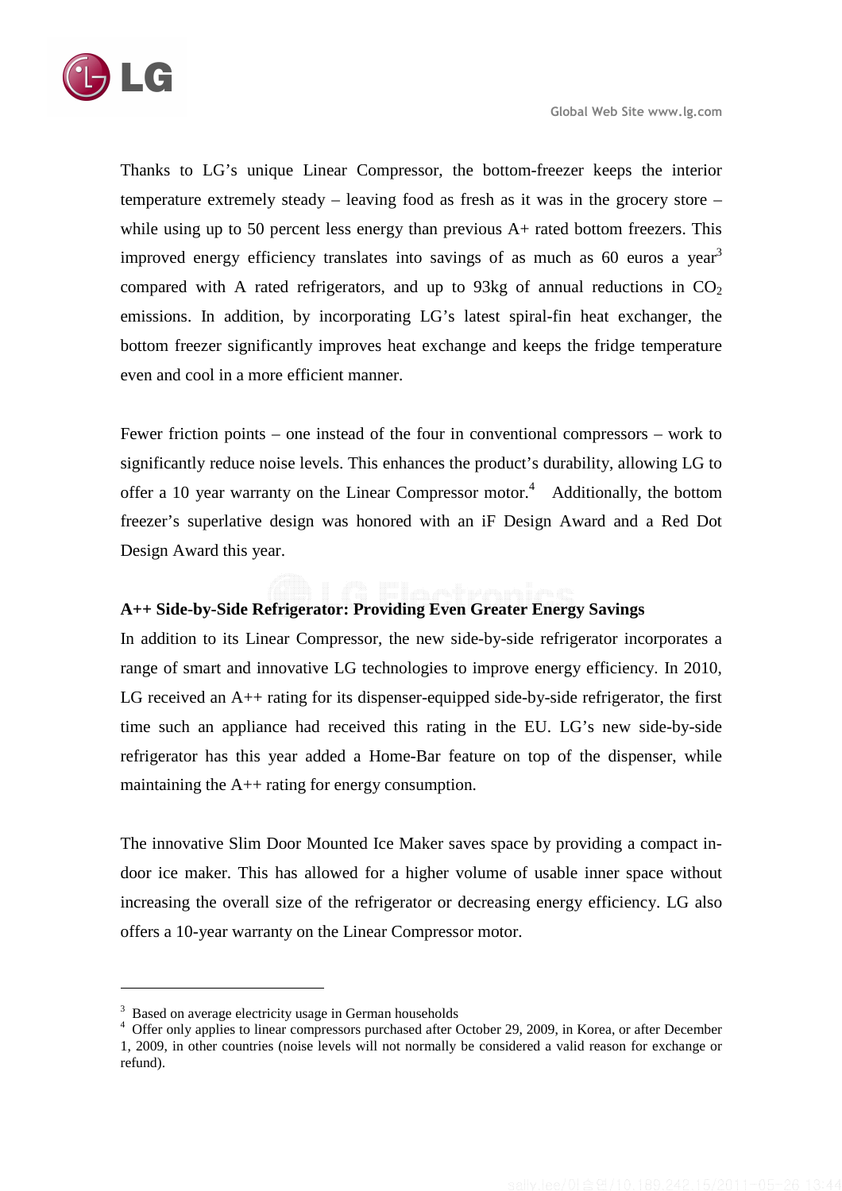Thanks to LG's unique Linear Compressor, the bottom-freezer keeps the interior temperature extremely steady – leaving food as fresh as it was in the grocery store – while using up to 50 percent less energy than previous A+ rated bottom freezers. This improved energy efficiency translates into savings of as much as 60 euros a year[3] compared with A rated refrigerators, and up to 93kg of annual reductions in $CO_2$ emissions. In addition, by incorporating LG's latest spiral-fin heat exchanger, the bottom freezer significantly improves heat exchange and keeps the fridge temperature even and cool in a more efficient manner.

Fewer friction points – one instead of the four in conventional compressors – work to significantly reduce noise levels. This enhances the product's durability, allowing LG to offer a 10 year warranty on the Linear Compressor motor.[4] Additionally, the bottom freezer's superlative design was honored with an iF Design Award and a Red Dot Design Award this year.

**A++ Side-by-Side Refrigerator: Providing Even Greater Energy Savings**

In addition to its Linear Compressor, the new side-by-side refrigerator incorporates a range of smart and innovative LG technologies to improve energy efficiency. In 2010, LG received an A++ rating for its dispenser-equipped side-by-side refrigerator, the first time such an appliance had received this rating in the EU. LG's new side-by-side refrigerator has this year added a Home-Bar feature on top of the dispenser, while maintaining the A++ rating for energy consumption.

The innovative Slim Door Mounted Ice Maker saves space by providing a compact in-door ice maker. This has allowed for a higher volume of usable inner space without increasing the overall size of the refrigerator or decreasing energy efficiency. LG also offers a 10-year warranty on the Linear Compressor motor.

---

[3] Based on average electricity usage in German households

[4] Offer only applies to linear compressors purchased after October 29, 2009, in Korea, or after December 1, 2009, in other countries (noise levels will not normally be considered a valid reason for exchange or refund).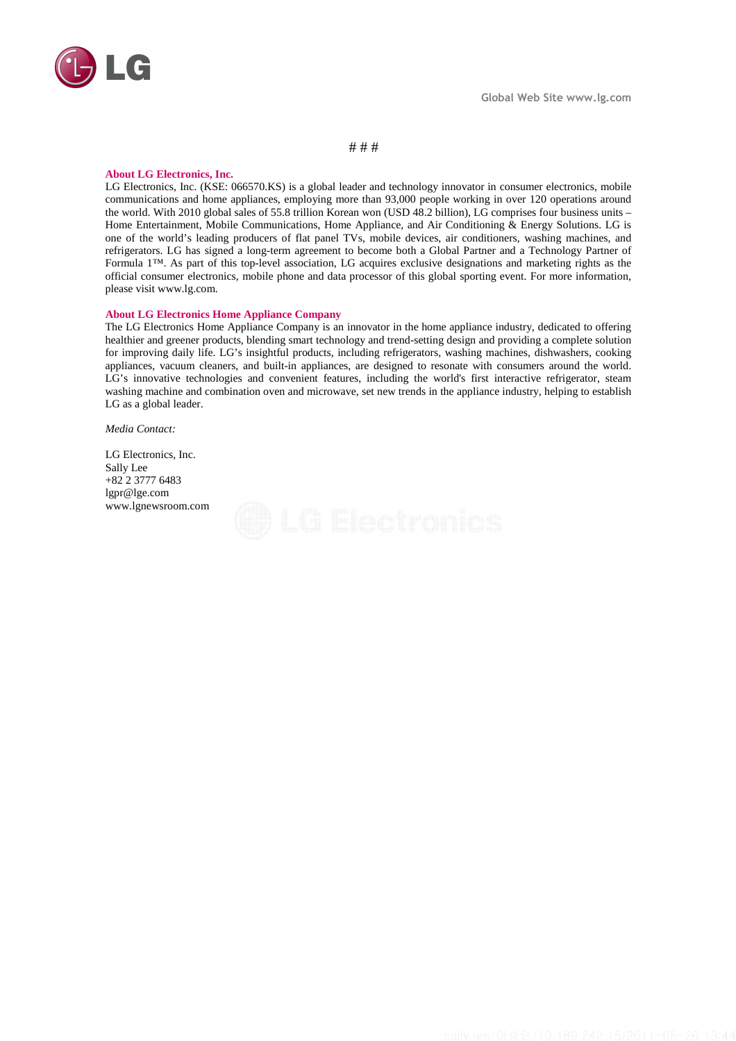# # #

**About LG Electronics, Inc.**

LG Electronics, Inc. (KSE: 066570.KS) is a global leader and technology innovator in consumer electronics, mobile communications and home appliances, employing more than 93,000 people working in over 120 operations around the world. With 2010 global sales of 55.8 trillion Korean won (USD 48.2 billion), LG comprises four business units – Home Entertainment, Mobile Communications, Home Appliance, and Air Conditioning & Energy Solutions. LG is one of the world's leading producers of flat panel TVs, mobile devices, air conditioners, washing machines, and refrigerators. LG has signed a long-term agreement to become both a Global Partner and a Technology Partner of Formula 1™. As part of this top-level association, LG acquires exclusive designations and marketing rights as the official consumer electronics, mobile phone and data processor of this global sporting event. For more information, please visit www.lg.com.

**About LG Electronics Home Appliance Company**

The LG Electronics Home Appliance Company is an innovator in the home appliance industry, dedicated to offering healthier and greener products, blending smart technology and trend-setting design and providing a complete solution for improving daily life. LG's insightful products, including refrigerators, washing machines, dishwashers, cooking appliances, vacuum cleaners, and built-in appliances, are designed to resonate with consumers around the world. LG's innovative technologies and convenient features, including the world's first interactive refrigerator, steam washing machine and combination oven and microwave, set new trends in the appliance industry, helping to establish LG as a global leader.

*Media Contact:*

LG Electronics, Inc.
Sally Lee
+82 2 3777 6483
lgpr@lge.com
www.lgnewsroom.com